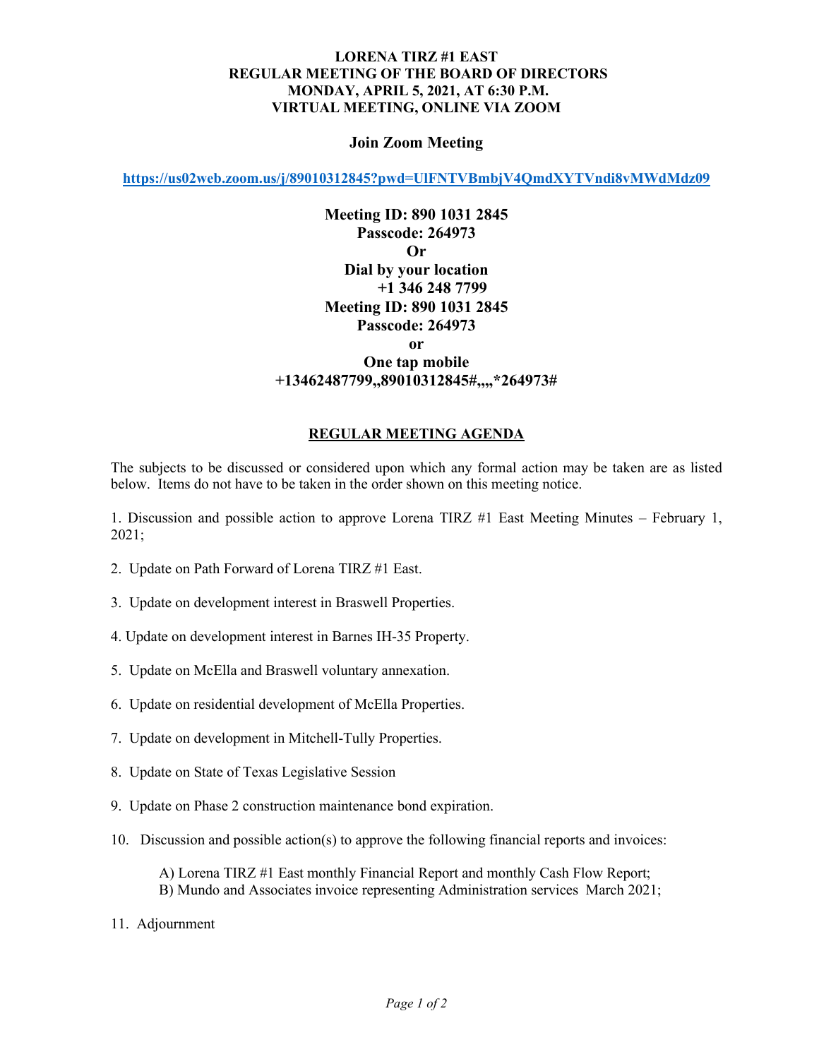**LORENA TIRZ #1 EAST**
**REGULAR MEETING OF THE BOARD OF DIRECTORS**
**MONDAY, APRIL 5, 2021, AT 6:30 P.M.**
**VIRTUAL MEETING, ONLINE VIA ZOOM**

**Join Zoom Meeting**

**https://us02web.zoom.us/j/89010312845?pwd=UlFNTVBmbjV4QmdXYTVndi8vMWdMdz09**

**Meeting ID: 890 1031 2845**
**Passcode: 264973**
**Or**
**Dial by your location**
**+1 346 248 7799**
**Meeting ID: 890 1031 2845**
**Passcode: 264973**
**or**
**One tap mobile**
**+13462487799,,89010312845#,,,,*264973#**

## REGULAR MEETING AGENDA

The subjects to be discussed or considered upon which any formal action may be taken are as listed below. Items do not have to be taken in the order shown on this meeting notice.

1. Discussion and possible action to approve Lorena TIRZ #1 East Meeting Minutes – February 1, 2021;

2. Update on Path Forward of Lorena TIRZ #1 East.

3. Update on development interest in Braswell Properties.

4. Update on development interest in Barnes IH-35 Property.

5. Update on McElla and Braswell voluntary annexation.

6. Update on residential development of McElla Properties.

7. Update on development in Mitchell-Tully Properties.

8. Update on State of Texas Legislative Session

9. Update on Phase 2 construction maintenance bond expiration.

10. Discussion and possible action(s) to approve the following financial reports and invoices:

    A) Lorena TIRZ #1 East monthly Financial Report and monthly Cash Flow Report;
    B) Mundo and Associates invoice representing Administration services March 2021;

11. Adjournment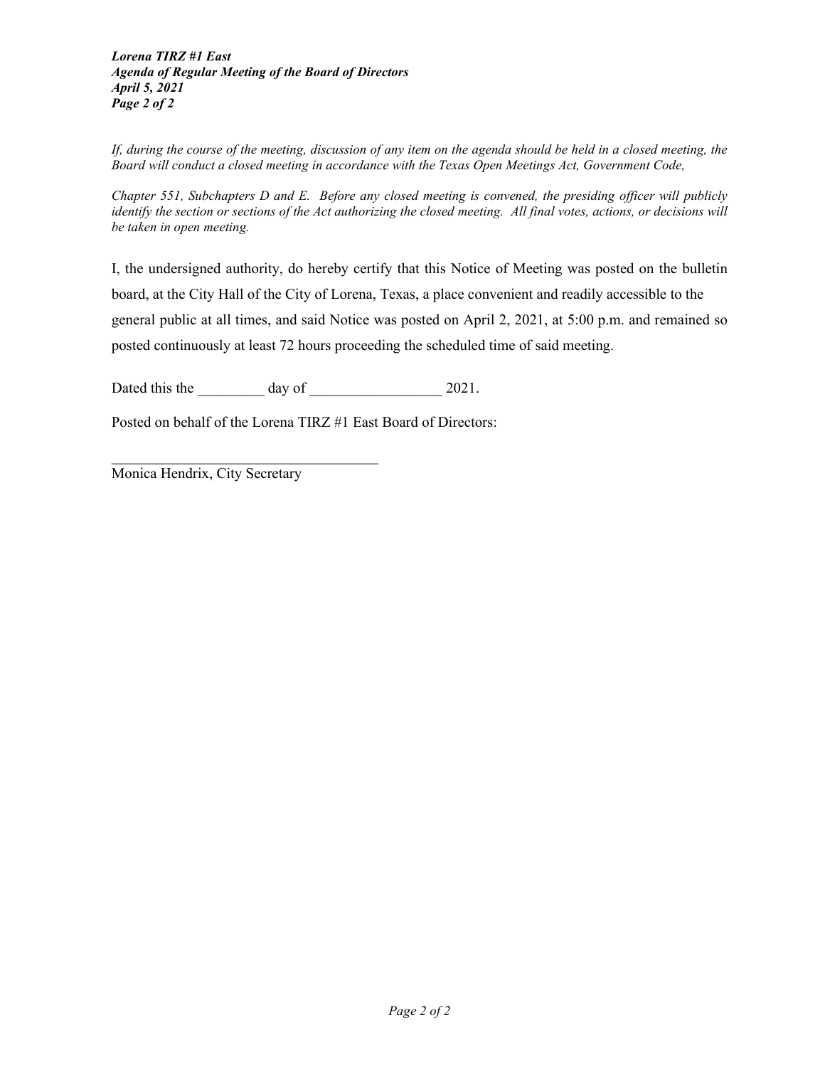*If, during the course of the meeting, discussion of any item on the agenda should be held in a closed meeting, the Board will conduct a closed meeting in accordance with the Texas Open Meetings Act, Government Code,*

*Chapter 551, Subchapters D and E. Before any closed meeting is convened, the presiding officer will publicly identify the section or sections of the Act authorizing the closed meeting. All final votes, actions, or decisions will be taken in open meeting.*

I, the undersigned authority, do hereby certify that this Notice of Meeting was posted on the bulletin board, at the City Hall of the City of Lorena, Texas, a place convenient and readily accessible to the general public at all times, and said Notice was posted on April 2, 2021, at 5:00 p.m. and remained so posted continuously at least 72 hours proceeding the scheduled time of said meeting.

Dated this the _________ day of __________________ 2021.

Posted on behalf of the Lorena TIRZ #1 East Board of Directors:

_____________________________________

Monica Hendrix, City Secretary